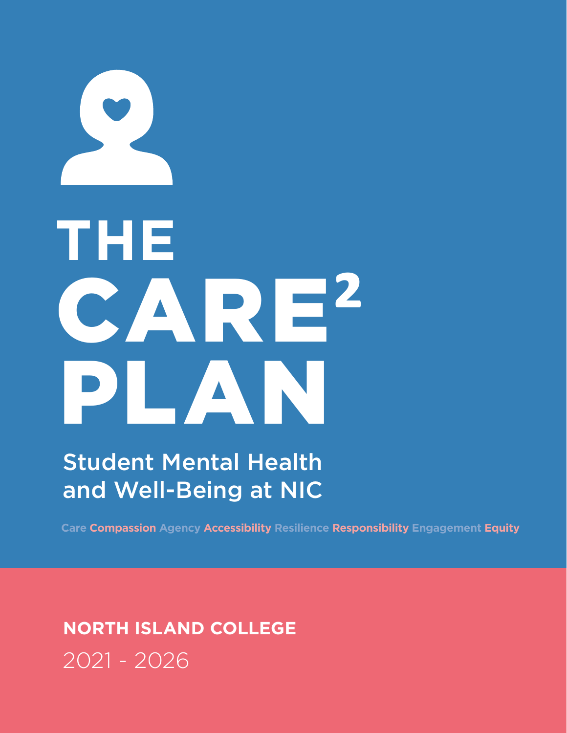# THE CARE$^2$ PLAN

## Student Mental Health and Well-Being at NIC

Care **Compassion** Agency **Accessibility** Resilience **Responsibility** Engagement **Equity**

**NORTH ISLAND COLLEGE**

2021 - 2026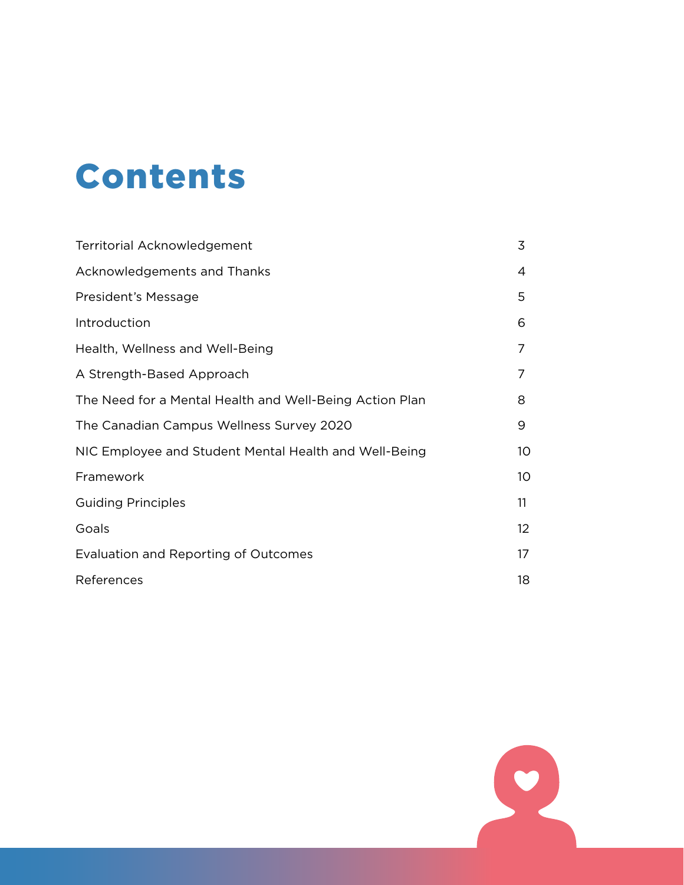# Contents

| | |
|---|---|
| Territorial Acknowledgement | 3 |
| Acknowledgements and Thanks | 4 |
| President's Message | 5 |
| Introduction | 6 |
| Health, Wellness and Well-Being | 7 |
| A Strength-Based Approach | 7 |
| The Need for a Mental Health and Well-Being Action Plan | 8 |
| The Canadian Campus Wellness Survey 2020 | 9 |
| NIC Employee and Student Mental Health and Well-Being | 10 |
| Framework | 10 |
| Guiding Principles | 11 |
| Goals | 12 |
| Evaluation and Reporting of Outcomes | 17 |
| References | 18 |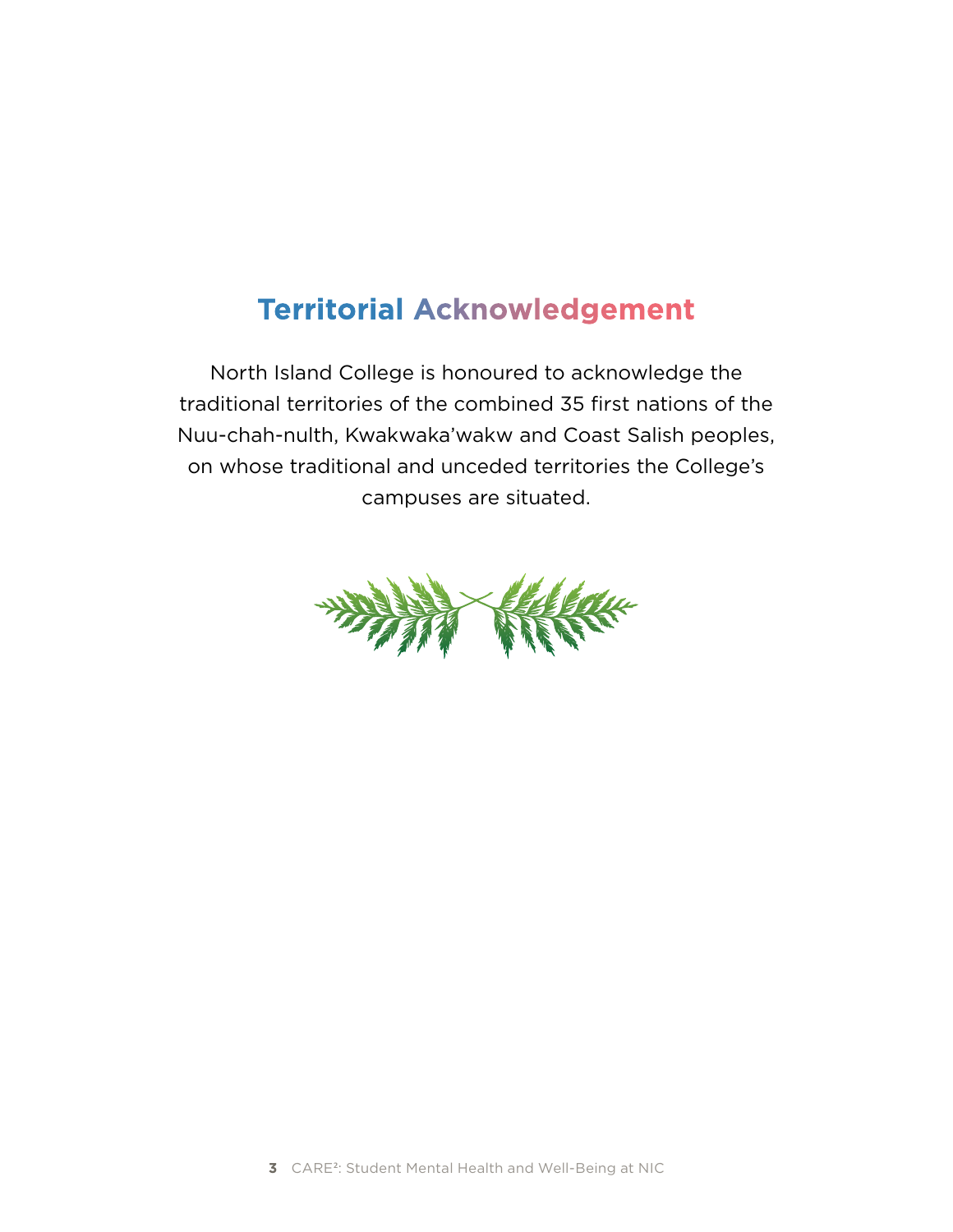## Territorial Acknowledgement

North Island College is honoured to acknowledge the traditional territories of the combined 35 first nations of the Nuu-chah-nulth, Kwakwaka'wakw and Coast Salish peoples, on whose traditional and unceded territories the College's campuses are situated.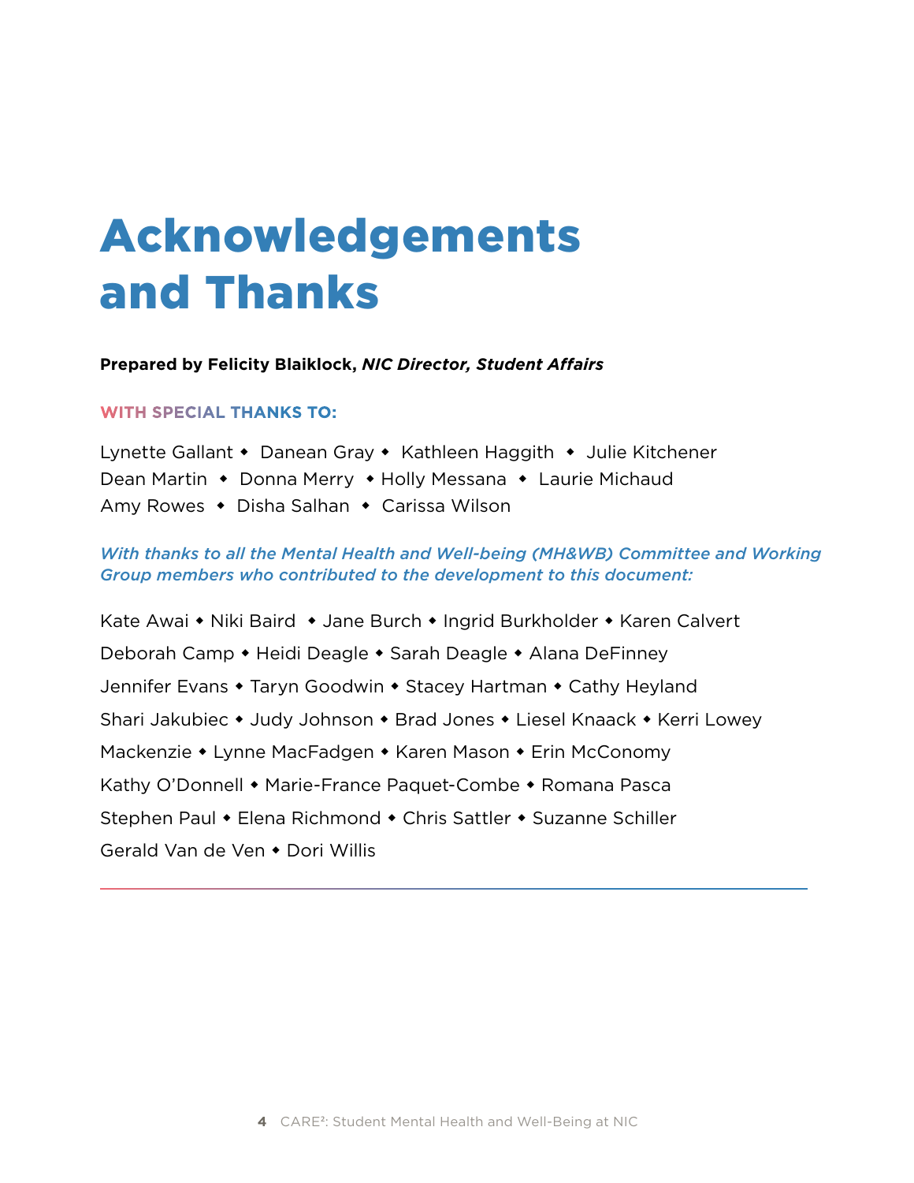# Acknowledgements and Thanks

**Prepared by Felicity Blaiklock, *NIC Director, Student Affairs***

**WITH SPECIAL THANKS TO:**

Lynette Gallant ◆ Danean Gray ◆ Kathleen Haggith ◆ Julie Kitchener
Dean Martin ◆ Donna Merry ◆ Holly Messana ◆ Laurie Michaud
Amy Rowes ◆ Disha Salhan ◆ Carissa Wilson

***With thanks to all the Mental Health and Well-being (MH&WB) Committee and Working Group members who contributed to the development to this document:***

Kate Awai ◆ Niki Baird ◆ Jane Burch ◆ Ingrid Burkholder ◆ Karen Calvert
Deborah Camp ◆ Heidi Deagle ◆ Sarah Deagle ◆ Alana DeFinney
Jennifer Evans ◆ Taryn Goodwin ◆ Stacey Hartman ◆ Cathy Heyland
Shari Jakubiec ◆ Judy Johnson ◆ Brad Jones ◆ Liesel Knaack ◆ Kerri Lowey
Mackenzie ◆ Lynne MacFadgen ◆ Karen Mason ◆ Erin McConomy
Kathy O'Donnell ◆ Marie-France Paquet-Combe ◆ Romana Pasca
Stephen Paul ◆ Elena Richmond ◆ Chris Sattler ◆ Suzanne Schiller
Gerald Van de Ven ◆ Dori Willis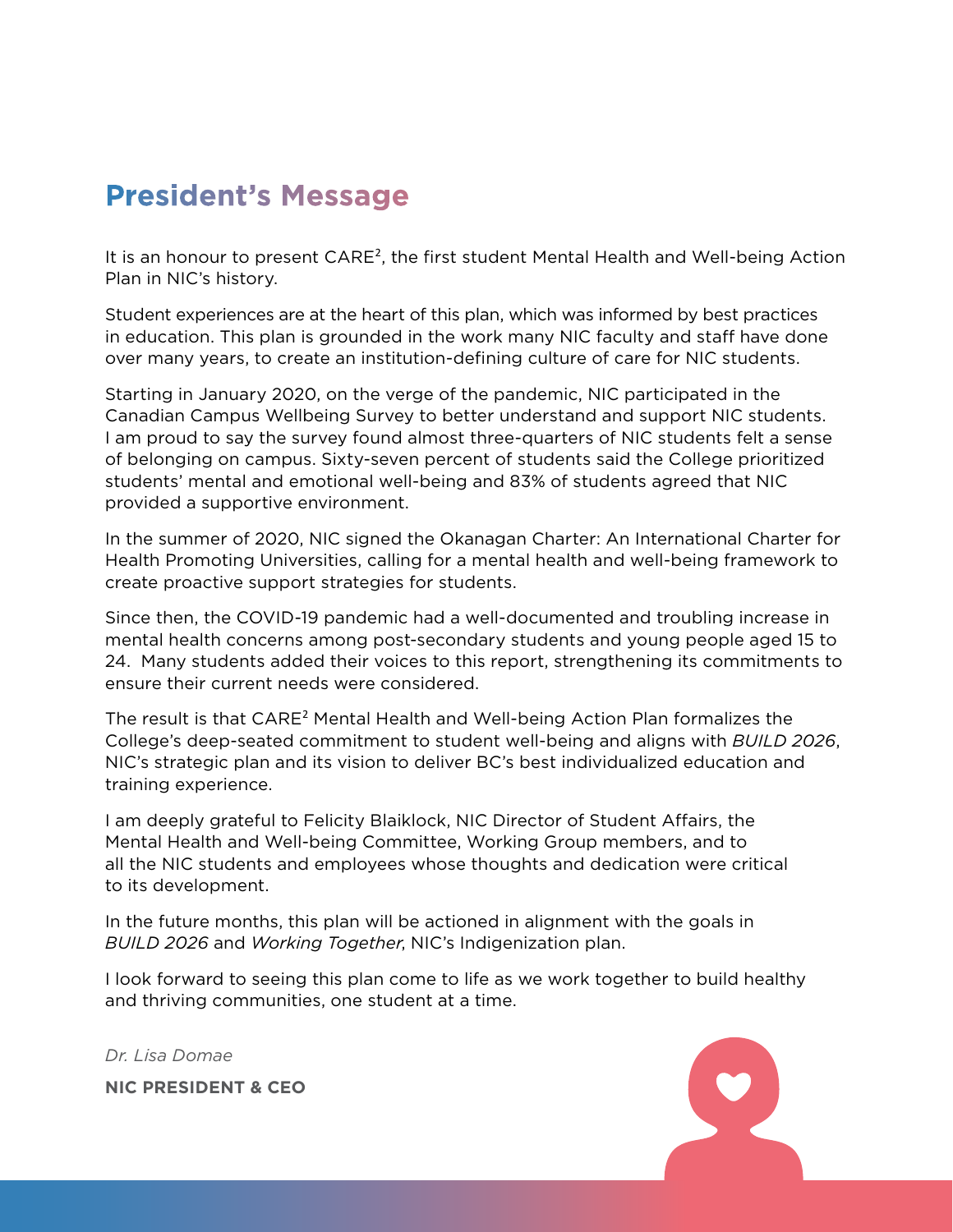## President's Message

It is an honour to present CARE², the first student Mental Health and Well-being Action Plan in NIC's history.

Student experiences are at the heart of this plan, which was informed by best practices in education. This plan is grounded in the work many NIC faculty and staff have done over many years, to create an institution-defining culture of care for NIC students.

Starting in January 2020, on the verge of the pandemic, NIC participated in the Canadian Campus Wellbeing Survey to better understand and support NIC students. I am proud to say the survey found almost three-quarters of NIC students felt a sense of belonging on campus. Sixty-seven percent of students said the College prioritized students' mental and emotional well-being and 83% of students agreed that NIC provided a supportive environment.

In the summer of 2020, NIC signed the Okanagan Charter: An International Charter for Health Promoting Universities, calling for a mental health and well-being framework to create proactive support strategies for students.

Since then, the COVID-19 pandemic had a well-documented and troubling increase in mental health concerns among post-secondary students and young people aged 15 to 24. Many students added their voices to this report, strengthening its commitments to ensure their current needs were considered.

The result is that CARE² Mental Health and Well-being Action Plan formalizes the College's deep-seated commitment to student well-being and aligns with *BUILD 2026*, NIC's strategic plan and its vision to deliver BC's best individualized education and training experience.

I am deeply grateful to Felicity Blaiklock, NIC Director of Student Affairs, the Mental Health and Well-being Committee, Working Group members, and to all the NIC students and employees whose thoughts and dedication were critical to its development.

In the future months, this plan will be actioned in alignment with the goals in *BUILD 2026* and *Working Together*, NIC's Indigenization plan.

I look forward to seeing this plan come to life as we work together to build healthy and thriving communities, one student at a time.

*Dr. Lisa Domae*

**NIC PRESIDENT & CEO**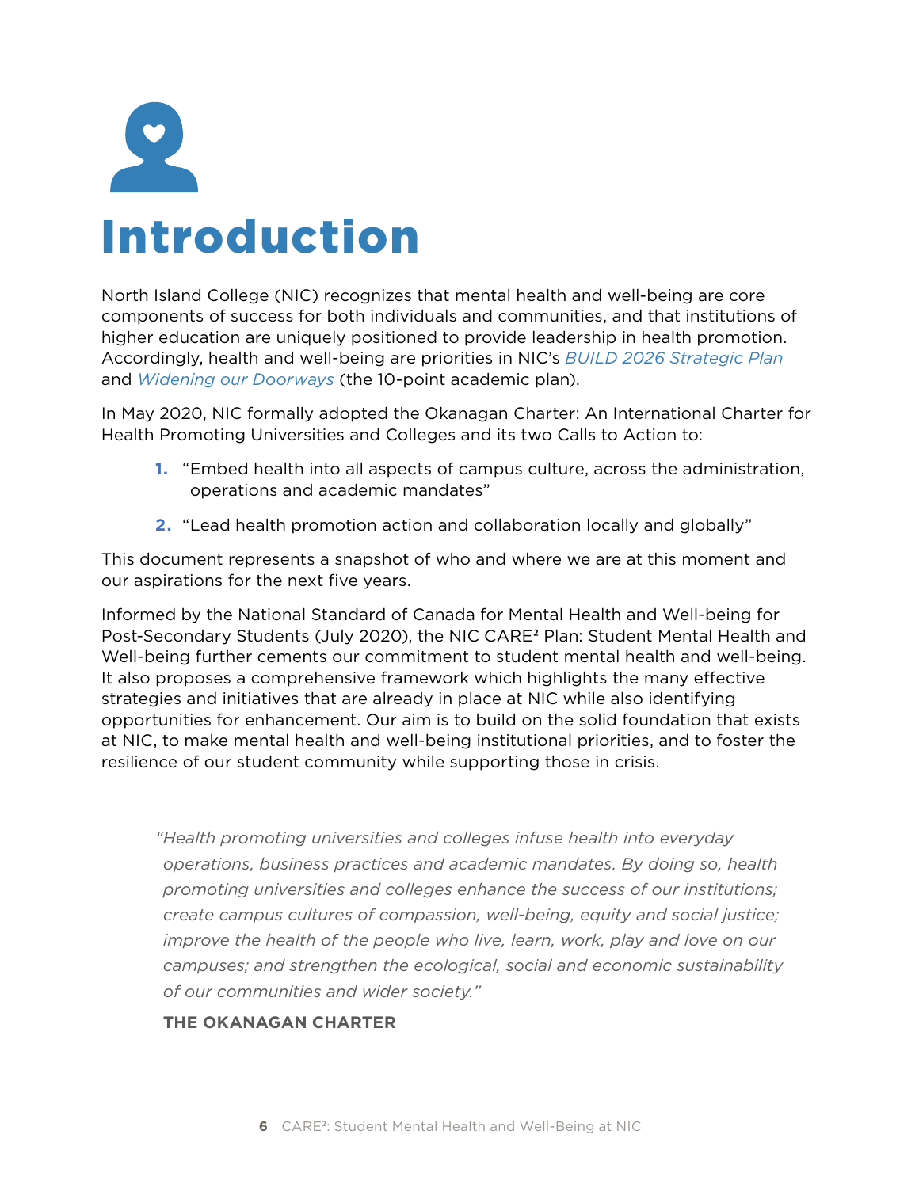# Introduction

North Island College (NIC) recognizes that mental health and well-being are core components of success for both individuals and communities, and that institutions of higher education are uniquely positioned to provide leadership in health promotion. Accordingly, health and well-being are priorities in NIC's *BUILD 2026 Strategic Plan* and *Widening our Doorways* (the 10-point academic plan).

In May 2020, NIC formally adopted the Okanagan Charter: An International Charter for Health Promoting Universities and Colleges and its two Calls to Action to:

1. "Embed health into all aspects of campus culture, across the administration, operations and academic mandates"
2. "Lead health promotion action and collaboration locally and globally"

This document represents a snapshot of who and where we are at this moment and our aspirations for the next five years.

Informed by the National Standard of Canada for Mental Health and Well-being for Post-Secondary Students (July 2020), the NIC CARE² Plan: Student Mental Health and Well-being further cements our commitment to student mental health and well-being. It also proposes a comprehensive framework which highlights the many effective strategies and initiatives that are already in place at NIC while also identifying opportunities for enhancement. Our aim is to build on the solid foundation that exists at NIC, to make mental health and well-being institutional priorities, and to foster the resilience of our student community while supporting those in crisis.

> *"Health promoting universities and colleges infuse health into everyday operations, business practices and academic mandates. By doing so, health promoting universities and colleges enhance the success of our institutions; create campus cultures of compassion, well-being, equity and social justice; improve the health of the people who live, learn, work, play and love on our campuses; and strengthen the ecological, social and economic sustainability of our communities and wider society."*
>
> **THE OKANAGAN CHARTER**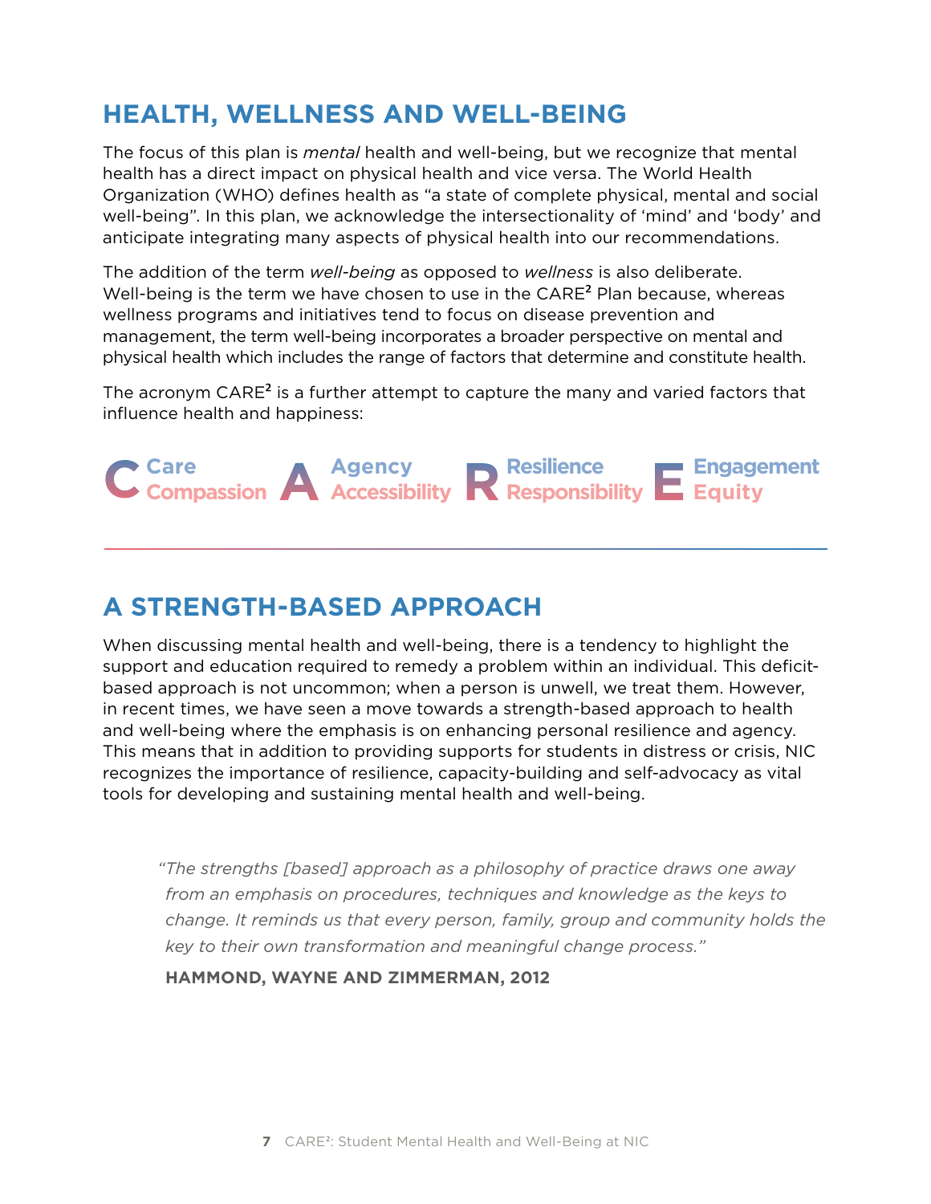## HEALTH, WELLNESS AND WELL-BEING

The focus of this plan is *mental* health and well-being, but we recognize that mental health has a direct impact on physical health and vice versa. The World Health Organization (WHO) defines health as "a state of complete physical, mental and social well-being". In this plan, we acknowledge the intersectionality of 'mind' and 'body' and anticipate integrating many aspects of physical health into our recommendations.

The addition of the term *well-being* as opposed to *wellness* is also deliberate. Well-being is the term we have chosen to use in the CARE² Plan because, whereas wellness programs and initiatives tend to focus on disease prevention and management, the term well-being incorporates a broader perspective on mental and physical health which includes the range of factors that determine and constitute health.

The acronym CARE² is a further attempt to capture the many and varied factors that influence health and happiness:

**C** – Care, Compassion
**A** – Agency, Accessibility
**R** – Resilience, Responsibility
**E** – Engagement, Equity

---

## A STRENGTH-BASED APPROACH

When discussing mental health and well-being, there is a tendency to highlight the support and education required to remedy a problem within an individual. This deficit-based approach is not uncommon; when a person is unwell, we treat them. However, in recent times, we have seen a move towards a strength-based approach to health and well-being where the emphasis is on enhancing personal resilience and agency. This means that in addition to providing supports for students in distress or crisis, NIC recognizes the importance of resilience, capacity-building and self-advocacy as vital tools for developing and sustaining mental health and well-being.

> *"The strengths [based] approach as a philosophy of practice draws one away from an emphasis on procedures, techniques and knowledge as the keys to change. It reminds us that every person, family, group and community holds the key to their own transformation and meaningful change process."*
>
> **HAMMOND, WAYNE AND ZIMMERMAN, 2012**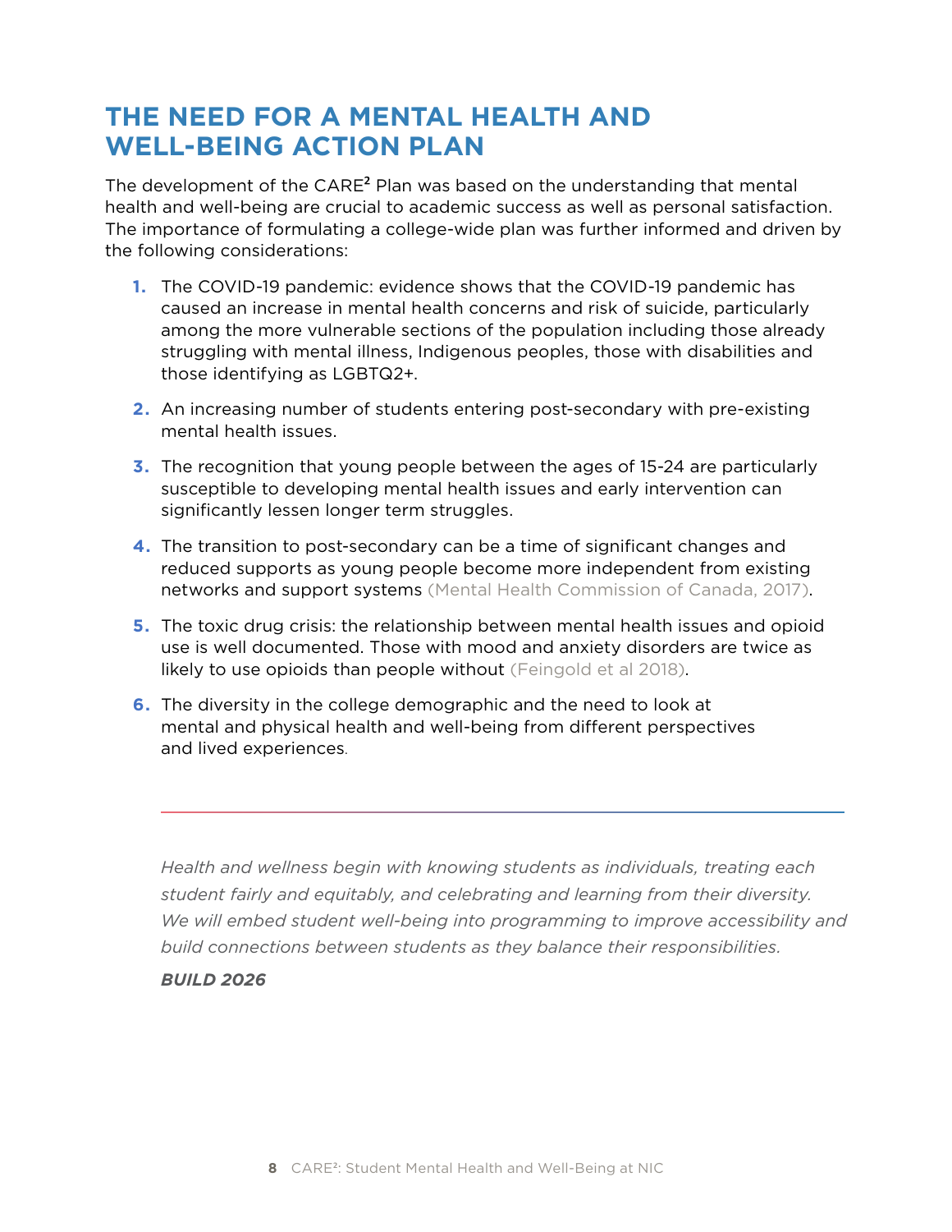## THE NEED FOR A MENTAL HEALTH AND WELL-BEING ACTION PLAN

The development of the CARE² Plan was based on the understanding that mental health and well-being are crucial to academic success as well as personal satisfaction. The importance of formulating a college-wide plan was further informed and driven by the following considerations:

1. The COVID-19 pandemic: evidence shows that the COVID-19 pandemic has caused an increase in mental health concerns and risk of suicide, particularly among the more vulnerable sections of the population including those already struggling with mental illness, Indigenous peoples, those with disabilities and those identifying as LGBTQ2+.
2. An increasing number of students entering post-secondary with pre-existing mental health issues.
3. The recognition that young people between the ages of 15-24 are particularly susceptible to developing mental health issues and early intervention can significantly lessen longer term struggles.
4. The transition to post-secondary can be a time of significant changes and reduced supports as young people become more independent from existing networks and support systems (Mental Health Commission of Canada, 2017).
5. The toxic drug crisis: the relationship between mental health issues and opioid use is well documented. Those with mood and anxiety disorders are twice as likely to use opioids than people without (Feingold et al 2018).
6. The diversity in the college demographic and the need to look at mental and physical health and well-being from different perspectives and lived experiences.

---

*Health and wellness begin with knowing students as individuals, treating each student fairly and equitably, and celebrating and learning from their diversity. We will embed student well-being into programming to improve accessibility and build connections between students as they balance their responsibilities.*

***BUILD 2026***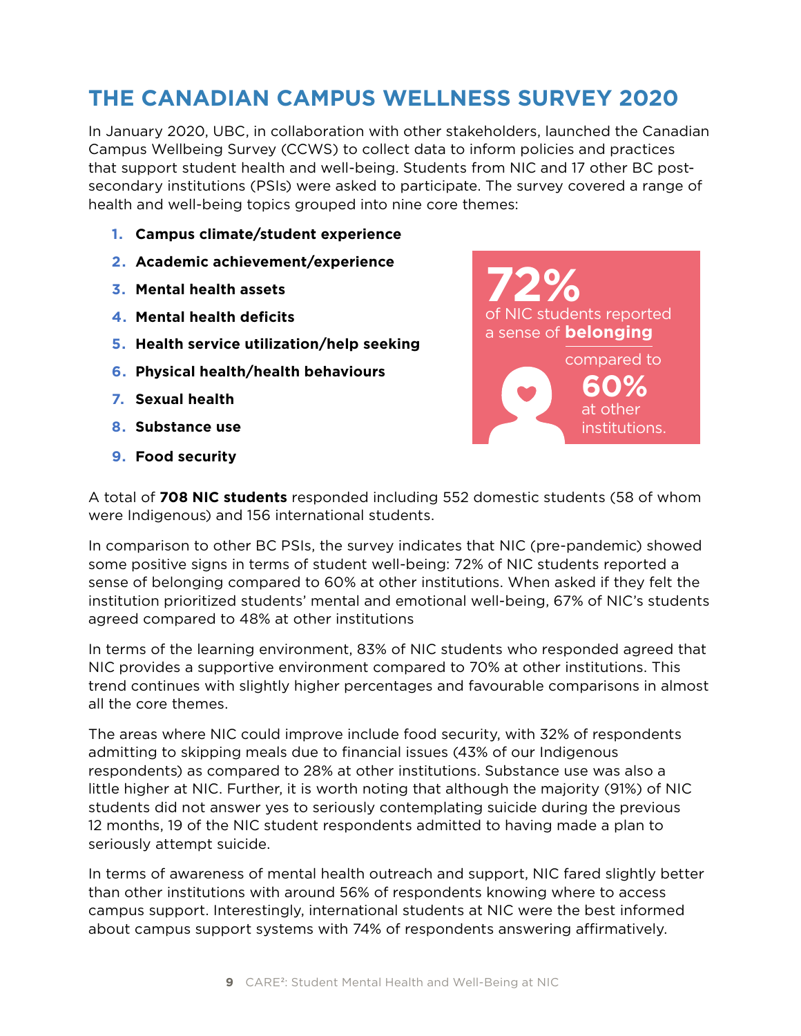# THE CANADIAN CAMPUS WELLNESS SURVEY 2020

In January 2020, UBC, in collaboration with other stakeholders, launched the Canadian Campus Wellbeing Survey (CCWS) to collect data to inform policies and practices that support student health and well-being. Students from NIC and 17 other BC post-secondary institutions (PSIs) were asked to participate. The survey covered a range of health and well-being topics grouped into nine core themes:

1. **Campus climate/student experience**
2. **Academic achievement/experience**
3. **Mental health assets**
4. **Mental health deficits**
5. **Health service utilization/help seeking**
6. **Physical health/health behaviours**
7. **Sexual health**
8. **Substance use**
9. **Food security**

**72%** of NIC students reported a sense of **belonging** compared to **60%** at other institutions.

A total of **708 NIC students** responded including 552 domestic students (58 of whom were Indigenous) and 156 international students.

In comparison to other BC PSIs, the survey indicates that NIC (pre-pandemic) showed some positive signs in terms of student well-being: 72% of NIC students reported a sense of belonging compared to 60% at other institutions. When asked if they felt the institution prioritized students' mental and emotional well-being, 67% of NIC's students agreed compared to 48% at other institutions

In terms of the learning environment, 83% of NIC students who responded agreed that NIC provides a supportive environment compared to 70% at other institutions. This trend continues with slightly higher percentages and favourable comparisons in almost all the core themes.

The areas where NIC could improve include food security, with 32% of respondents admitting to skipping meals due to financial issues (43% of our Indigenous respondents) as compared to 28% at other institutions. Substance use was also a little higher at NIC. Further, it is worth noting that although the majority (91%) of NIC students did not answer yes to seriously contemplating suicide during the previous 12 months, 19 of the NIC student respondents admitted to having made a plan to seriously attempt suicide.

In terms of awareness of mental health outreach and support, NIC fared slightly better than other institutions with around 56% of respondents knowing where to access campus support. Interestingly, international students at NIC were the best informed about campus support systems with 74% of respondents answering affirmatively.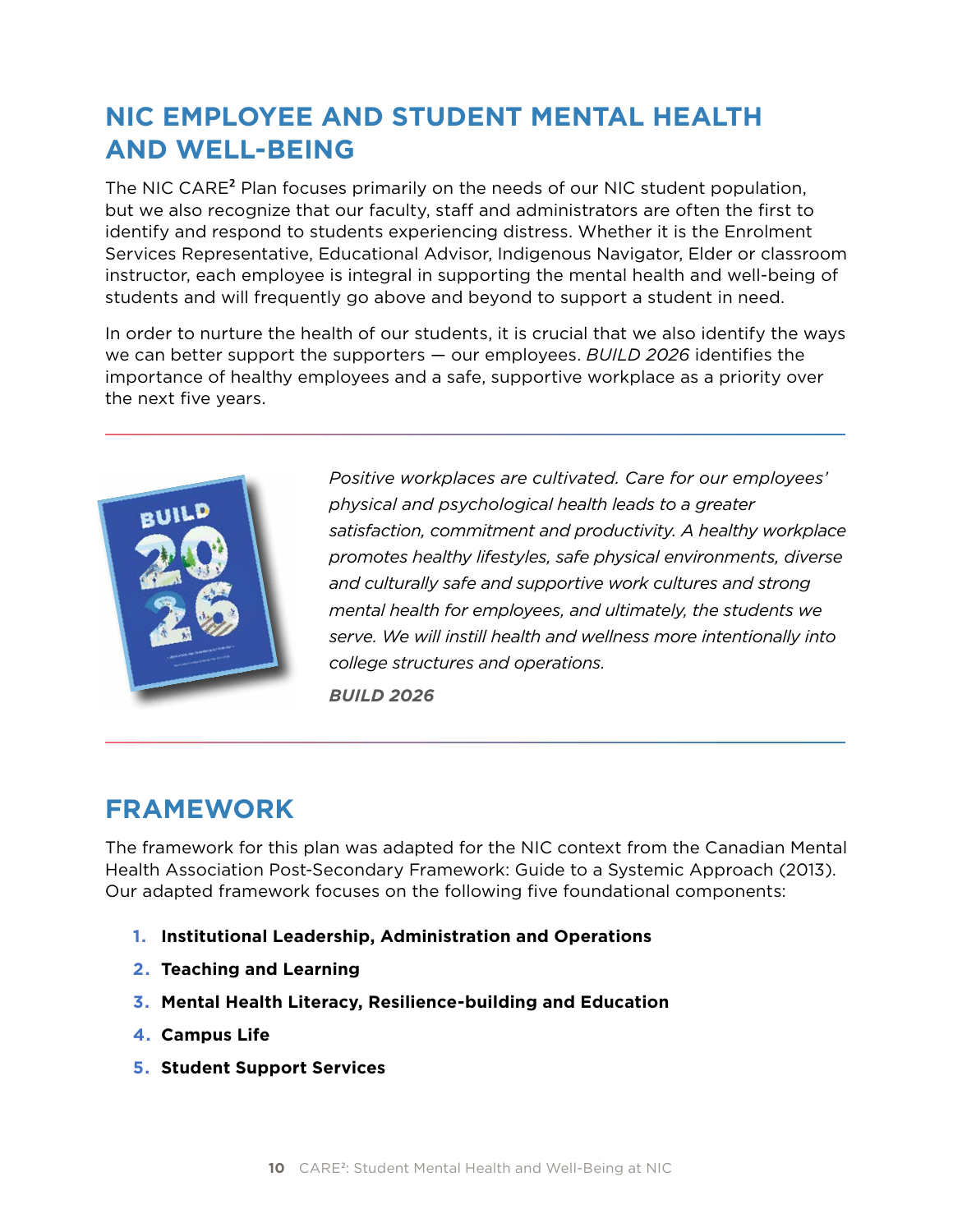## NIC EMPLOYEE AND STUDENT MENTAL HEALTH AND WELL-BEING

The NIC CARE² Plan focuses primarily on the needs of our NIC student population, but we also recognize that our faculty, staff and administrators are often the first to identify and respond to students experiencing distress. Whether it is the Enrolment Services Representative, Educational Advisor, Indigenous Navigator, Elder or classroom instructor, each employee is integral in supporting the mental health and well-being of students and will frequently go above and beyond to support a student in need.

In order to nurture the health of our students, it is crucial that we also identify the ways we can better support the supporters — our employees. *BUILD 2026* identifies the importance of healthy employees and a safe, supportive workplace as a priority over the next five years.

---

*Positive workplaces are cultivated. Care for our employees' physical and psychological health leads to a greater satisfaction, commitment and productivity. A healthy workplace promotes healthy lifestyles, safe physical environments, diverse and culturally safe and supportive work cultures and strong mental health for employees, and ultimately, the students we serve. We will instill health and wellness more intentionally into college structures and operations.*

***BUILD 2026***

---

## FRAMEWORK

The framework for this plan was adapted for the NIC context from the Canadian Mental Health Association Post-Secondary Framework: Guide to a Systemic Approach (2013). Our adapted framework focuses on the following five foundational components:

1. **Institutional Leadership, Administration and Operations**
2. **Teaching and Learning**
3. **Mental Health Literacy, Resilience-building and Education**
4. **Campus Life**
5. **Student Support Services**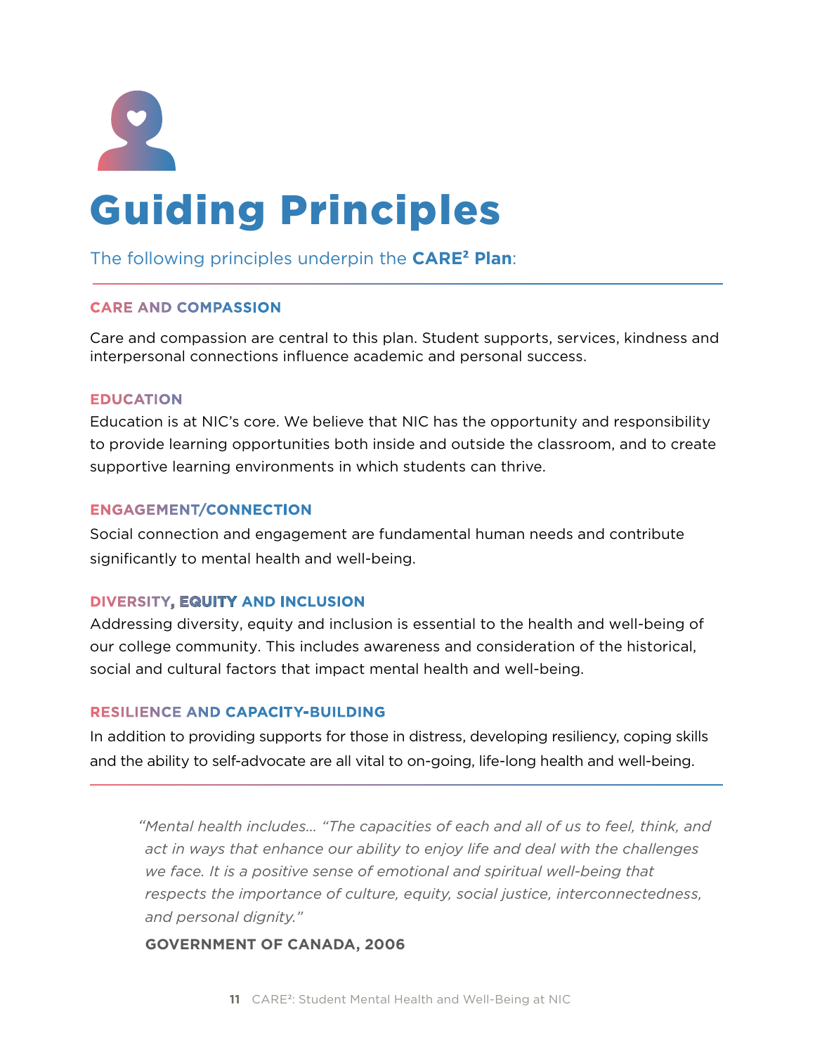# Guiding Principles

The following principles underpin the **CARE² Plan**:

---

### CARE AND COMPASSION

Care and compassion are central to this plan. Student supports, services, kindness and interpersonal connections influence academic and personal success.

### EDUCATION

Education is at NIC's core. We believe that NIC has the opportunity and responsibility to provide learning opportunities both inside and outside the classroom, and to create supportive learning environments in which students can thrive.

### ENGAGEMENT/CONNECTION

Social connection and engagement are fundamental human needs and contribute significantly to mental health and well-being.

### DIVERSITY, EQUITY AND INCLUSION

Addressing diversity, equity and inclusion is essential to the health and well-being of our college community. This includes awareness and consideration of the historical, social and cultural factors that impact mental health and well-being.

### RESILIENCE AND CAPACITY-BUILDING

In addition to providing supports for those in distress, developing resiliency, coping skills and the ability to self-advocate are all vital to on-going, life-long health and well-being.

---

> *"Mental health includes… "The capacities of each and all of us to feel, think, and act in ways that enhance our ability to enjoy life and deal with the challenges we face. It is a positive sense of emotional and spiritual well-being that respects the importance of culture, equity, social justice, interconnectedness, and personal dignity."*
>
> **GOVERNMENT OF CANADA, 2006**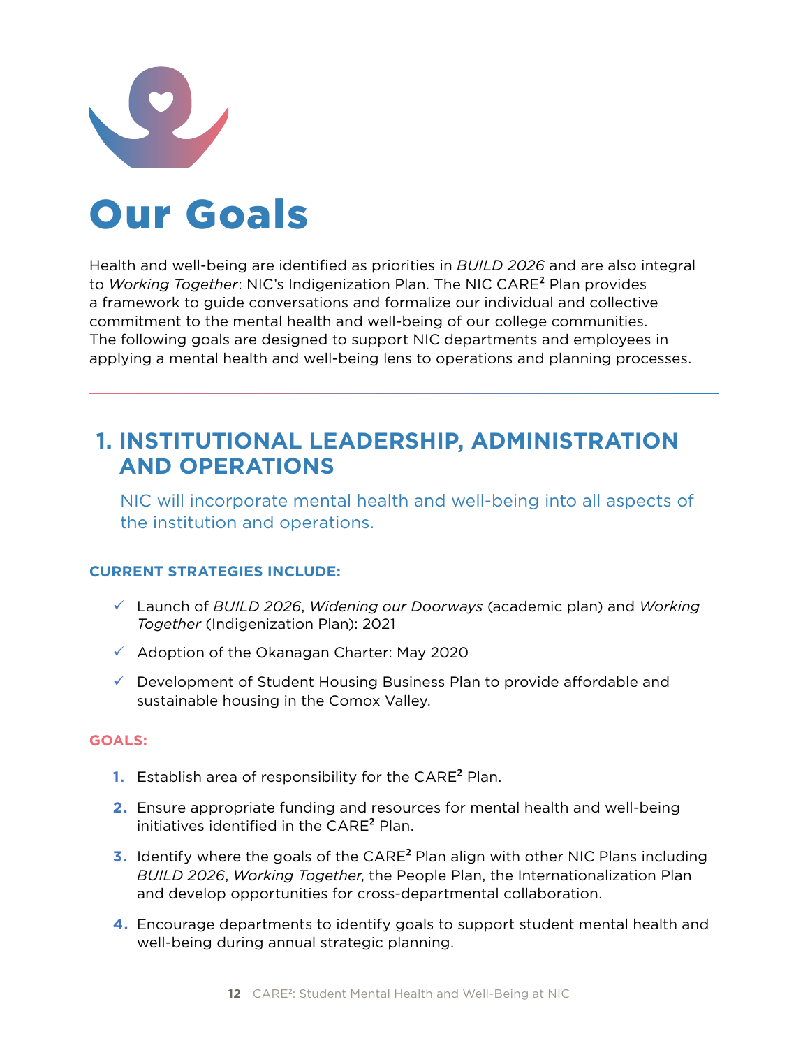# Our Goals

Health and well-being are identified as priorities in *BUILD 2026* and are also integral to *Working Together*: NIC's Indigenization Plan. The NIC CARE² Plan provides a framework to guide conversations and formalize our individual and collective commitment to the mental health and well-being of our college communities. The following goals are designed to support NIC departments and employees in applying a mental health and well-being lens to operations and planning processes.

---

## 1. INSTITUTIONAL LEADERSHIP, ADMINISTRATION AND OPERATIONS

NIC will incorporate mental health and well-being into all aspects of the institution and operations.

**CURRENT STRATEGIES INCLUDE:**

- ✓ Launch of *BUILD 2026*, *Widening our Doorways* (academic plan) and *Working Together* (Indigenization Plan): 2021
- ✓ Adoption of the Okanagan Charter: May 2020
- ✓ Development of Student Housing Business Plan to provide affordable and sustainable housing in the Comox Valley.

**GOALS:**

1. Establish area of responsibility for the CARE² Plan.
2. Ensure appropriate funding and resources for mental health and well-being initiatives identified in the CARE² Plan.
3. Identify where the goals of the CARE² Plan align with other NIC Plans including *BUILD 2026*, *Working Together*, the People Plan, the Internationalization Plan and develop opportunities for cross-departmental collaboration.
4. Encourage departments to identify goals to support student mental health and well-being during annual strategic planning.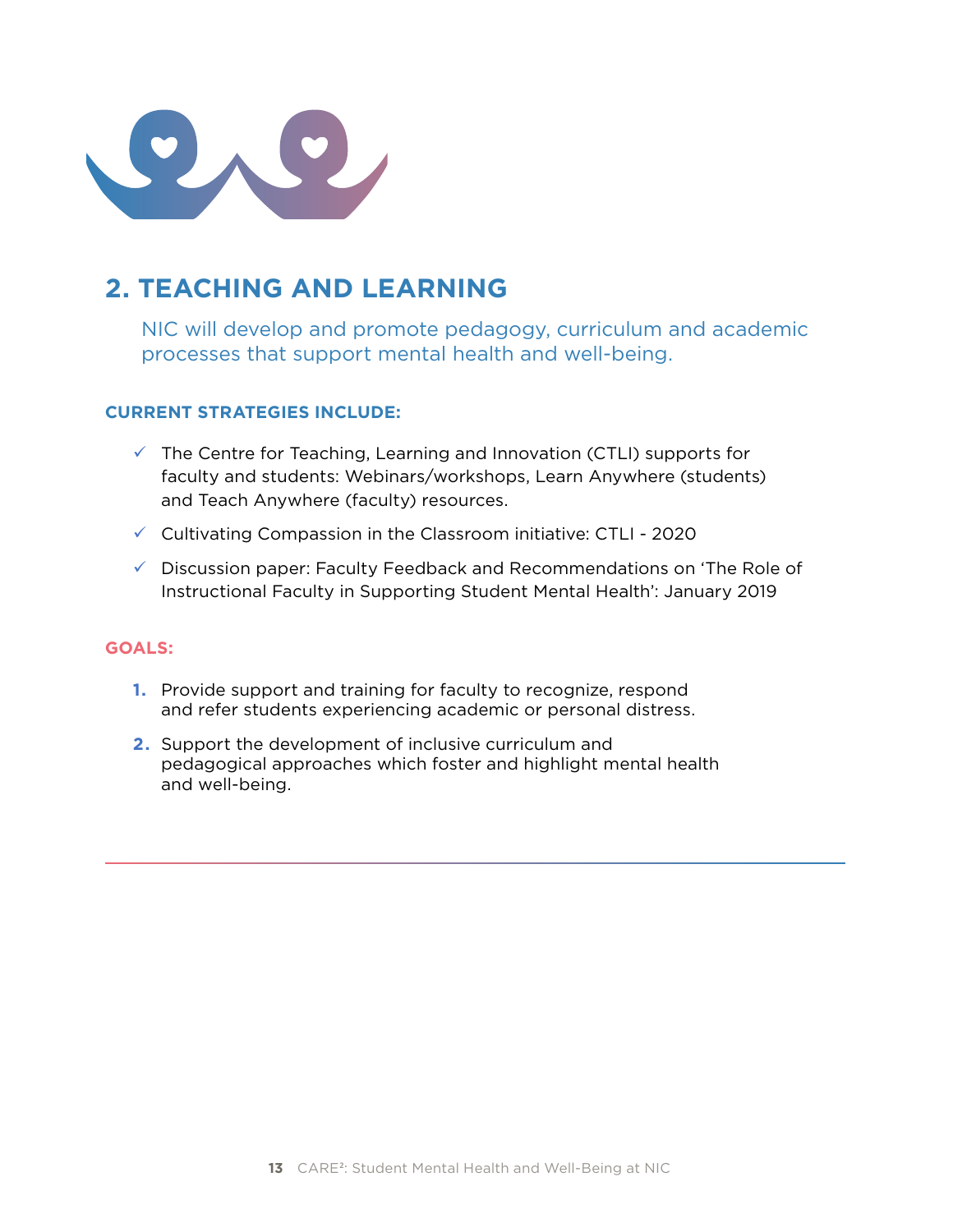## 2. TEACHING AND LEARNING

NIC will develop and promote pedagogy, curriculum and academic processes that support mental health and well-being.

### CURRENT STRATEGIES INCLUDE:

- ✓ The Centre for Teaching, Learning and Innovation (CTLI) supports for faculty and students: Webinars/workshops, Learn Anywhere (students) and Teach Anywhere (faculty) resources.
- ✓ Cultivating Compassion in the Classroom initiative: CTLI - 2020
- ✓ Discussion paper: Faculty Feedback and Recommendations on 'The Role of Instructional Faculty in Supporting Student Mental Health': January 2019

### GOALS:

1. Provide support and training for faculty to recognize, respond and refer students experiencing academic or personal distress.
2. Support the development of inclusive curriculum and pedagogical approaches which foster and highlight mental health and well-being.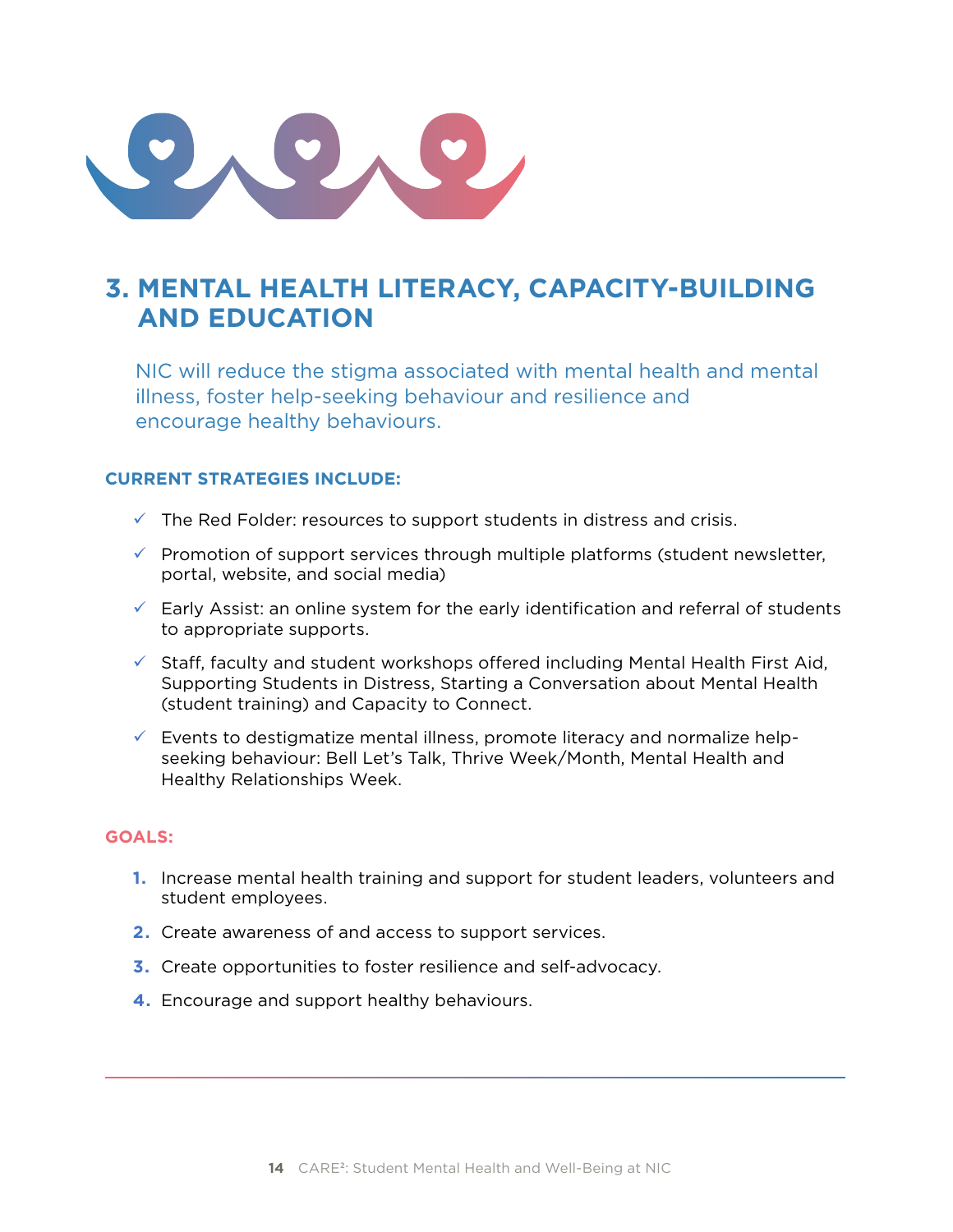# 3. MENTAL HEALTH LITERACY, CAPACITY-BUILDING AND EDUCATION

NIC will reduce the stigma associated with mental health and mental illness, foster help-seeking behaviour and resilience and encourage healthy behaviours.

**CURRENT STRATEGIES INCLUDE:**

- ✓ The Red Folder: resources to support students in distress and crisis.
- ✓ Promotion of support services through multiple platforms (student newsletter, portal, website, and social media)
- ✓ Early Assist: an online system for the early identification and referral of students to appropriate supports.
- ✓ Staff, faculty and student workshops offered including Mental Health First Aid, Supporting Students in Distress, Starting a Conversation about Mental Health (student training) and Capacity to Connect.
- ✓ Events to destigmatize mental illness, promote literacy and normalize help-seeking behaviour: Bell Let's Talk, Thrive Week/Month, Mental Health and Healthy Relationships Week.

**GOALS:**

1. Increase mental health training and support for student leaders, volunteers and student employees.
2. Create awareness of and access to support services.
3. Create opportunities to foster resilience and self-advocacy.
4. Encourage and support healthy behaviours.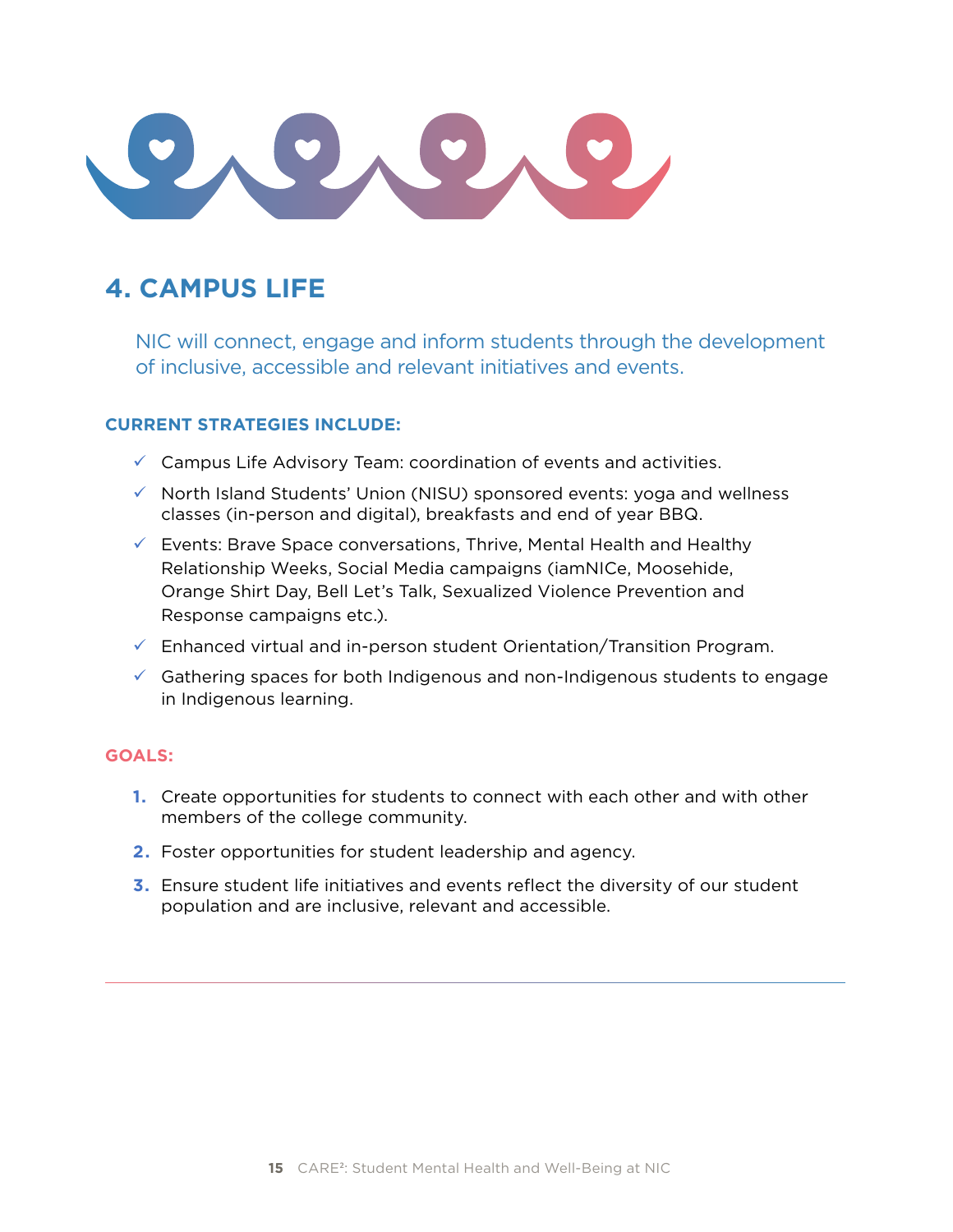## 4. CAMPUS LIFE

NIC will connect, engage and inform students through the development of inclusive, accessible and relevant initiatives and events.

**CURRENT STRATEGIES INCLUDE:**

- ✓ Campus Life Advisory Team: coordination of events and activities.
- ✓ North Island Students' Union (NISU) sponsored events: yoga and wellness classes (in-person and digital), breakfasts and end of year BBQ.
- ✓ Events: Brave Space conversations, Thrive, Mental Health and Healthy Relationship Weeks, Social Media campaigns (iamNICe, Moosehide, Orange Shirt Day, Bell Let's Talk, Sexualized Violence Prevention and Response campaigns etc.).
- ✓ Enhanced virtual and in-person student Orientation/Transition Program.
- ✓ Gathering spaces for both Indigenous and non-Indigenous students to engage in Indigenous learning.

**GOALS:**

1. Create opportunities for students to connect with each other and with other members of the college community.
2. Foster opportunities for student leadership and agency.
3. Ensure student life initiatives and events reflect the diversity of our student population and are inclusive, relevant and accessible.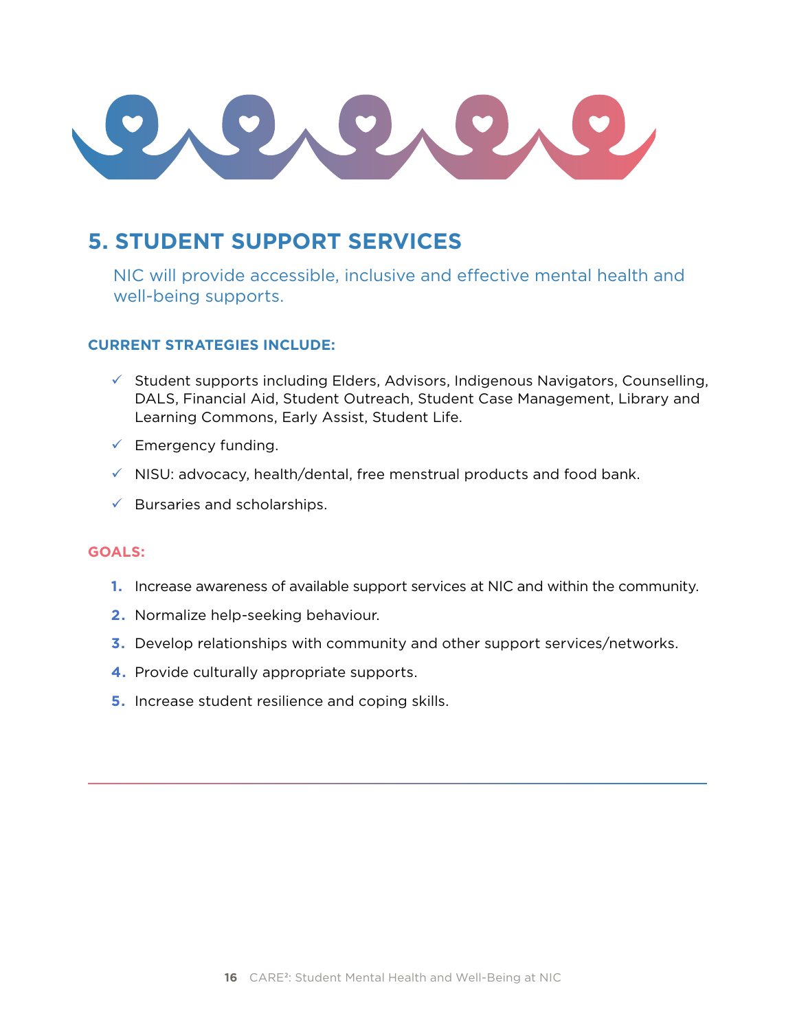## 5. STUDENT SUPPORT SERVICES

NIC will provide accessible, inclusive and effective mental health and well-being supports.

**CURRENT STRATEGIES INCLUDE:**

- ✓ Student supports including Elders, Advisors, Indigenous Navigators, Counselling, DALS, Financial Aid, Student Outreach, Student Case Management, Library and Learning Commons, Early Assist, Student Life.
- ✓ Emergency funding.
- ✓ NISU: advocacy, health/dental, free menstrual products and food bank.
- ✓ Bursaries and scholarships.

**GOALS:**

1. Increase awareness of available support services at NIC and within the community.
2. Normalize help-seeking behaviour.
3. Develop relationships with community and other support services/networks.
4. Provide culturally appropriate supports.
5. Increase student resilience and coping skills.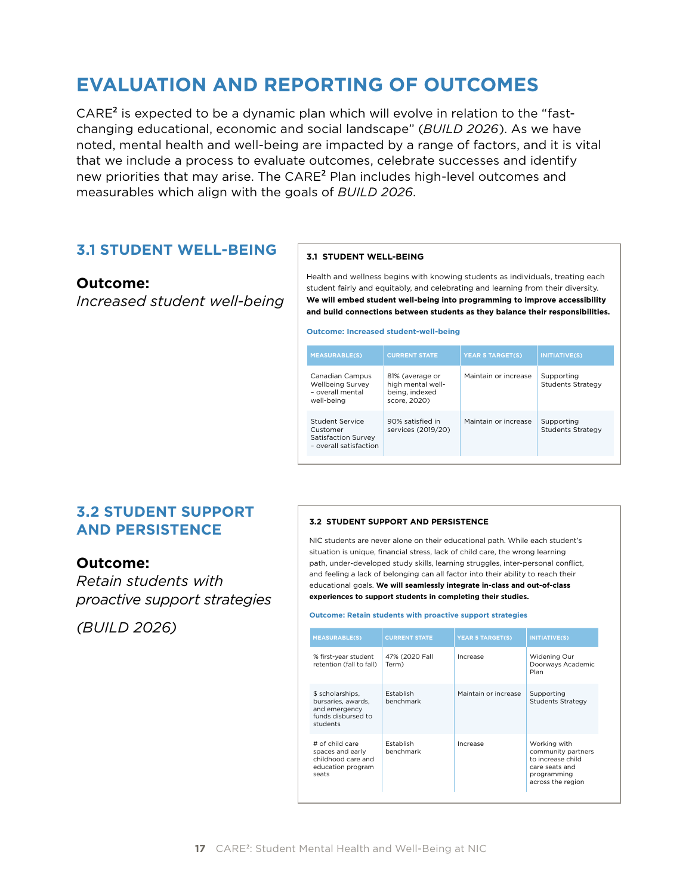# EVALUATION AND REPORTING OF OUTCOMES

CARE² is expected to be a dynamic plan which will evolve in relation to the "fast-changing educational, economic and social landscape" (*BUILD 2026*). As we have noted, mental health and well-being are impacted by a range of factors, and it is vital that we include a process to evaluate outcomes, celebrate successes and identify new priorities that may arise. The CARE² Plan includes high-level outcomes and measurables which align with the goals of *BUILD 2026*.

## 3.1 STUDENT WELL-BEING

**Outcome:**

*Increased student well-being*

### 3.1 STUDENT WELL-BEING

Health and wellness begins with knowing students as individuals, treating each student fairly and equitably, and celebrating and learning from their diversity. **We will embed student well-being into programming to improve accessibility and build connections between students as they balance their responsibilities.**

**Outcome: Increased student-well-being**

| MEASURABLE(S) | CURRENT STATE | YEAR 5 TARGET(S) | INITIATIVE(S) |
| --- | --- | --- | --- |
| Canadian Campus Wellbeing Survey – overall mental well-being | 81% (average or high mental well-being, indexed score, 2020) | Maintain or increase | Supporting Students Strategy |
| Student Service Customer Satisfaction Survey – overall satisfaction | 90% satisfied in services (2019/20) | Maintain or increase | Supporting Students Strategy |

## 3.2 STUDENT SUPPORT AND PERSISTENCE

**Outcome:**

*Retain students with proactive support strategies*

*(BUILD 2026)*

### 3.2 STUDENT SUPPORT AND PERSISTENCE

NIC students are never alone on their educational path. While each student's situation is unique, financial stress, lack of child care, the wrong learning path, under-developed study skills, learning struggles, inter-personal conflict, and feeling a lack of belonging can all factor into their ability to reach their educational goals. **We will seamlessly integrate in-class and out-of-class experiences to support students in completing their studies.**

**Outcome: Retain students with proactive support strategies**

| MEASURABLE(S) | CURRENT STATE | YEAR 5 TARGET(S) | INITIATIVE(S) |
| --- | --- | --- | --- |
| % first-year student retention (fall to fall) | 47% (2020 Fall Term) | Increase | Widening Our Doorways Academic Plan |
| $ scholarships, bursaries, awards, and emergency funds disbursed to students | Establish benchmark | Maintain or increase | Supporting Students Strategy |
| # of child care spaces and early childhood care and education program seats | Establish benchmark | Increase | Working with community partners to increase child care seats and programming across the region |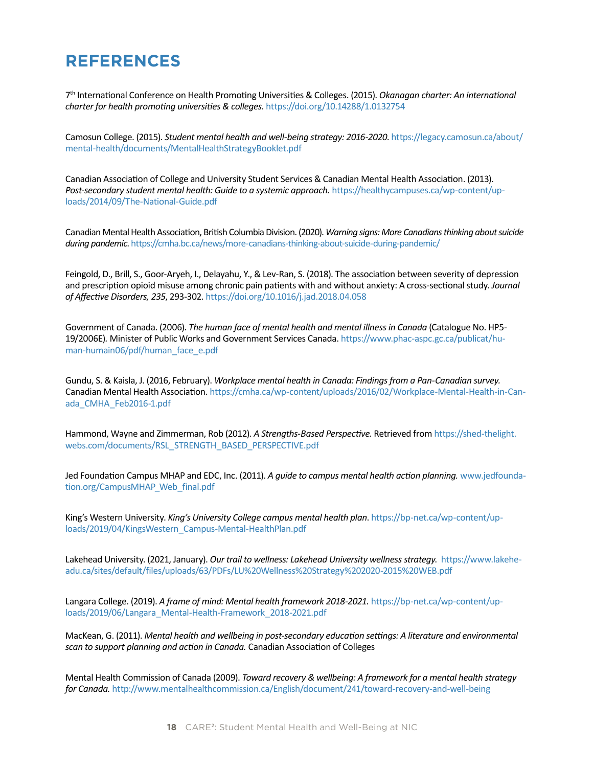# REFERENCES

7th International Conference on Health Promoting Universities & Colleges. (2015). *Okanagan charter: An international charter for health promoting universities & colleges*. https://doi.org/10.14288/1.0132754

Camosun College. (2015). *Student mental health and well-being strategy: 2016-2020.* https://legacy.camosun.ca/about/mental-health/documents/MentalHealthStrategyBooklet.pdf

Canadian Association of College and University Student Services & Canadian Mental Health Association. (2013). *Post-secondary student mental health: Guide to a systemic approach.* https://healthycampuses.ca/wp-content/uploads/2014/09/The-National-Guide.pdf

Canadian Mental Health Association, British Columbia Division. (2020). *Warning signs: More Canadians thinking about suicide during pandemic.* https://cmha.bc.ca/news/more-canadians-thinking-about-suicide-during-pandemic/

Feingold, D., Brill, S., Goor-Aryeh, I., Delayahu, Y., & Lev-Ran, S. (2018). The association between severity of depression and prescription opioid misuse among chronic pain patients with and without anxiety: A cross-sectional study. *Journal of Affective Disorders, 235*, 293-302. https://doi.org/10.1016/j.jad.2018.04.058

Government of Canada. (2006). *The human face of mental health and mental illness in Canada* (Catalogue No. HP5-19/2006E). Minister of Public Works and Government Services Canada. https://www.phac-aspc.gc.ca/publicat/human-humain06/pdf/human_face_e.pdf

Gundu, S. & Kaisla, J. (2016, February). *Workplace mental health in Canada: Findings from a Pan-Canadian survey.* Canadian Mental Health Association. https://cmha.ca/wp-content/uploads/2016/02/Workplace-Mental-Health-in-Canada_CMHA_Feb2016-1.pdf

Hammond, Wayne and Zimmerman, Rob (2012). *A Strengths-Based Perspective.* Retrieved from https://shed-thelight.webs.com/documents/RSL_STRENGTH_BASED_PERSPECTIVE.pdf

Jed Foundation Campus MHAP and EDC, Inc. (2011). *A guide to campus mental health action planning.* www.jedfoundation.org/CampusMHAP_Web_final.pdf

King's Western University. *King's University College campus mental health plan*. https://bp-net.ca/wp-content/uploads/2019/04/KingsWestern_Campus-Mental-HealthPlan.pdf

Lakehead University. (2021, January). *Our trail to wellness: Lakehead University wellness strategy.* https://www.lakeheadu.ca/sites/default/files/uploads/63/PDFs/LU%20Wellness%20Strategy%202020-2015%20WEB.pdf

Langara College. (2019). *A frame of mind: Mental health framework 2018-2021.* https://bp-net.ca/wp-content/uploads/2019/06/Langara_Mental-Health-Framework_2018-2021.pdf

MacKean, G. (2011). *Mental health and wellbeing in post-secondary education settings: A literature and environmental scan to support planning and action in Canada.* Canadian Association of Colleges

Mental Health Commission of Canada (2009). *Toward recovery & wellbeing: A framework for a mental health strategy for Canada.* http://www.mentalhealthcommission.ca/English/document/241/toward-recovery-and-well-being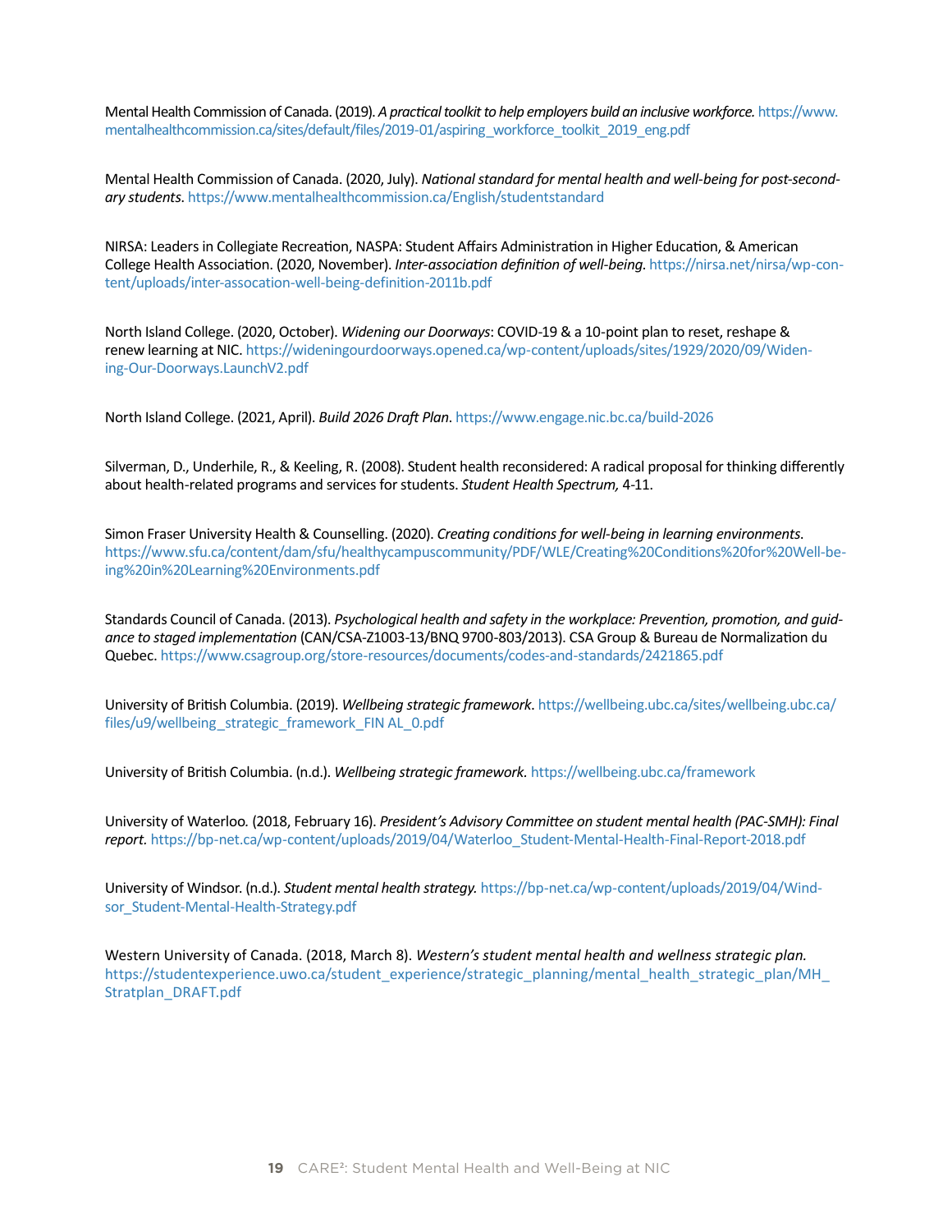Mental Health Commission of Canada. (2019). *A practical toolkit to help employers build an inclusive workforce.* https://www.mentalhealthcommission.ca/sites/default/files/2019-01/aspiring_workforce_toolkit_2019_eng.pdf

Mental Health Commission of Canada. (2020, July). *National standard for mental health and well-being for post-secondary students.* https://www.mentalhealthcommission.ca/English/studentstandard

NIRSA: Leaders in Collegiate Recreation, NASPA: Student Affairs Administration in Higher Education, & American College Health Association. (2020, November). *Inter-association definition of well-being.* https://nirsa.net/nirsa/wp-content/uploads/inter-assocation-well-being-definition-2011b.pdf

North Island College. (2020, October). *Widening our Doorways*: COVID-19 & a 10-point plan to reset, reshape & renew learning at NIC. https://wideningourdoorways.opened.ca/wp-content/uploads/sites/1929/2020/09/Widening-Our-Doorways.LaunchV2.pdf

North Island College. (2021, April). *Build 2026 Draft Plan.* https://www.engage.nic.bc.ca/build-2026

Silverman, D., Underhile, R., & Keeling, R. (2008). Student health reconsidered: A radical proposal for thinking differently about health-related programs and services for students. *Student Health Spectrum,* 4-11.

Simon Fraser University Health & Counselling. (2020). *Creating conditions for well-being in learning environments.* https://www.sfu.ca/content/dam/sfu/healthycampuscommunity/PDF/WLE/Creating%20Conditions%20for%20Well-being%20in%20Learning%20Environments.pdf

Standards Council of Canada. (2013). *Psychological health and safety in the workplace: Prevention, promotion, and guidance to staged implementation* (CAN/CSA-Z1003-13/BNQ 9700-803/2013). CSA Group & Bureau de Normalization du Quebec. https://www.csagroup.org/store-resources/documents/codes-and-standards/2421865.pdf

University of British Columbia. (2019). *Wellbeing strategic framework*. https://wellbeing.ubc.ca/sites/wellbeing.ubc.ca/files/u9/wellbeing_strategic_framework_FIN AL_0.pdf

University of British Columbia. (n.d.). *Wellbeing strategic framework.* https://wellbeing.ubc.ca/framework

University of Waterloo. (2018, February 16). *President's Advisory Committee on student mental health (PAC-SMH): Final report.* https://bp-net.ca/wp-content/uploads/2019/04/Waterloo_Student-Mental-Health-Final-Report-2018.pdf

University of Windsor. (n.d.). *Student mental health strategy.* https://bp-net.ca/wp-content/uploads/2019/04/Windsor_Student-Mental-Health-Strategy.pdf

Western University of Canada. (2018, March 8). *Western's student mental health and wellness strategic plan.* https://studentexperience.uwo.ca/student_experience/strategic_planning/mental_health_strategic_plan/MH_Stratplan_DRAFT.pdf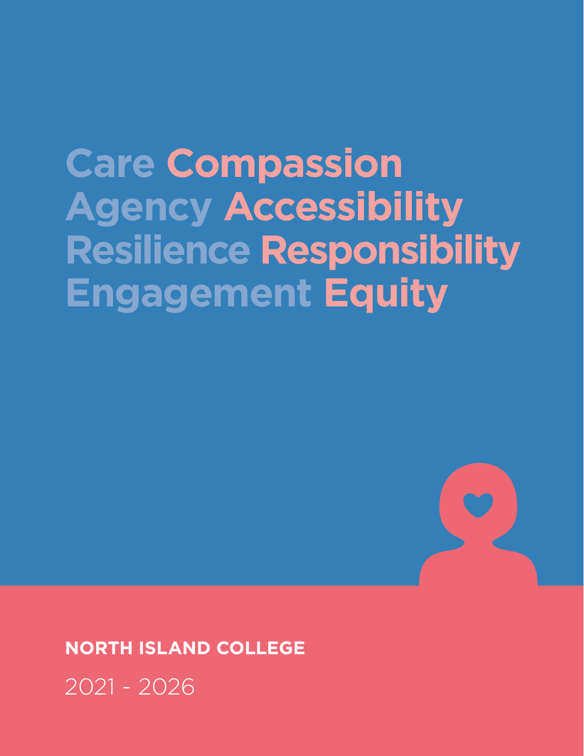Care **Compassion**
Agency **Accessibility**
Resilience **Responsibility**
Engagement **Equity**

**NORTH ISLAND COLLEGE**

2021 - 2026